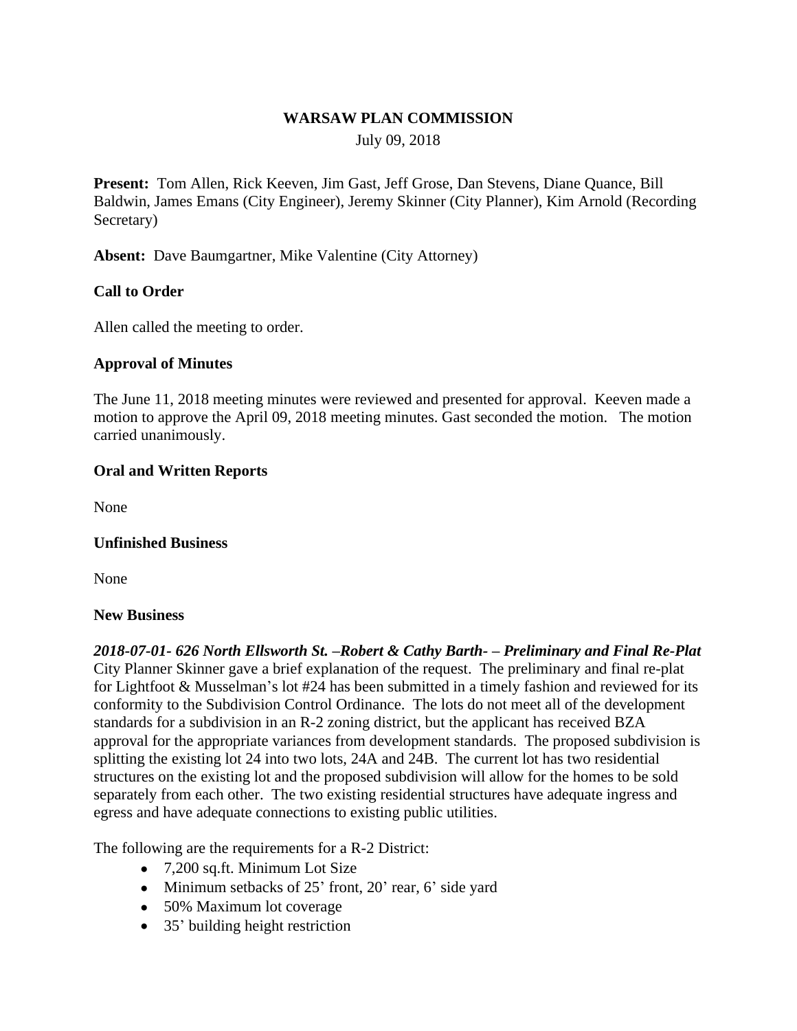**WARSAW PLAN COMMISSION**

July 09, 2018

**Present:** Tom Allen, Rick Keeven, Jim Gast, Jeff Grose, Dan Stevens, Diane Quance, Bill Baldwin, James Emans (City Engineer), Jeremy Skinner (City Planner), Kim Arnold (Recording Secretary)

**Absent:** Dave Baumgartner, Mike Valentine (City Attorney)

**Call to Order**

Allen called the meeting to order.

**Approval of Minutes**

The June 11, 2018 meeting minutes were reviewed and presented for approval. Keeven made a motion to approve the April 09, 2018 meeting minutes. Gast seconded the motion. The motion carried unanimously.

**Oral and Written Reports**

None

**Unfinished Business**

None

**New Business**

***2018-07-01- 626 North Ellsworth St. –Robert & Cathy Barth- – Preliminary and Final Re-Plat***

City Planner Skinner gave a brief explanation of the request. The preliminary and final re-plat for Lightfoot & Musselman's lot #24 has been submitted in a timely fashion and reviewed for its conformity to the Subdivision Control Ordinance. The lots do not meet all of the development standards for a subdivision in an R-2 zoning district, but the applicant has received BZA approval for the appropriate variances from development standards. The proposed subdivision is splitting the existing lot 24 into two lots, 24A and 24B. The current lot has two residential structures on the existing lot and the proposed subdivision will allow for the homes to be sold separately from each other. The two existing residential structures have adequate ingress and egress and have adequate connections to existing public utilities.

The following are the requirements for a R-2 District:

- 7,200 sq.ft. Minimum Lot Size
- Minimum setbacks of 25' front, 20' rear, 6' side yard
- 50% Maximum lot coverage
- 35' building height restriction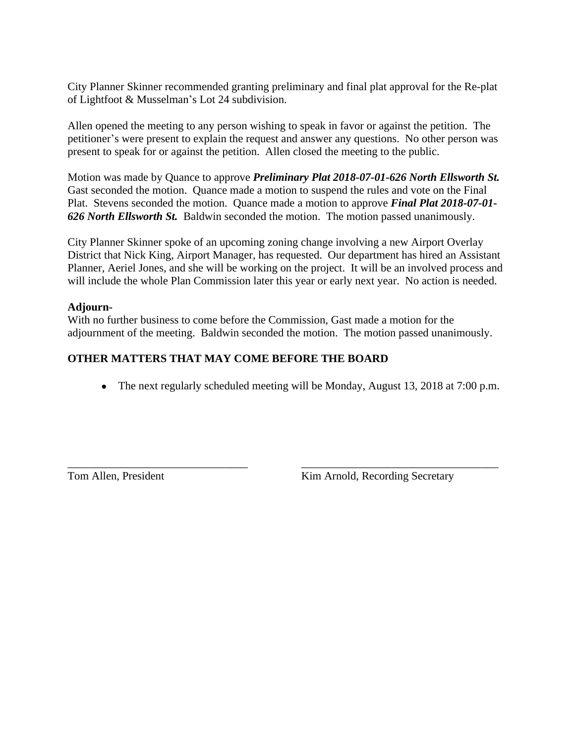City Planner Skinner recommended granting preliminary and final plat approval for the Re-plat of Lightfoot & Musselman's Lot 24 subdivision.

Allen opened the meeting to any person wishing to speak in favor or against the petition. The petitioner's were present to explain the request and answer any questions. No other person was present to speak for or against the petition. Allen closed the meeting to the public.

Motion was made by Quance to approve ***Preliminary Plat 2018-07-01-626 North Ellsworth St.*** Gast seconded the motion. Quance made a motion to suspend the rules and vote on the Final Plat. Stevens seconded the motion. Quance made a motion to approve ***Final Plat 2018-07-01-626 North Ellsworth St.*** Baldwin seconded the motion. The motion passed unanimously.

City Planner Skinner spoke of an upcoming zoning change involving a new Airport Overlay District that Nick King, Airport Manager, has requested. Our department has hired an Assistant Planner, Aeriel Jones, and she will be working on the project. It will be an involved process and will include the whole Plan Commission later this year or early next year. No action is needed.

**Adjourn-**

With no further business to come before the Commission, Gast made a motion for the adjournment of the meeting. Baldwin seconded the motion. The motion passed unanimously.

**OTHER MATTERS THAT MAY COME BEFORE THE BOARD**

- The next regularly scheduled meeting will be Monday, August 13, 2018 at 7:00 p.m.

________________________________ ________________________________

Tom Allen, President Kim Arnold, Recording Secretary